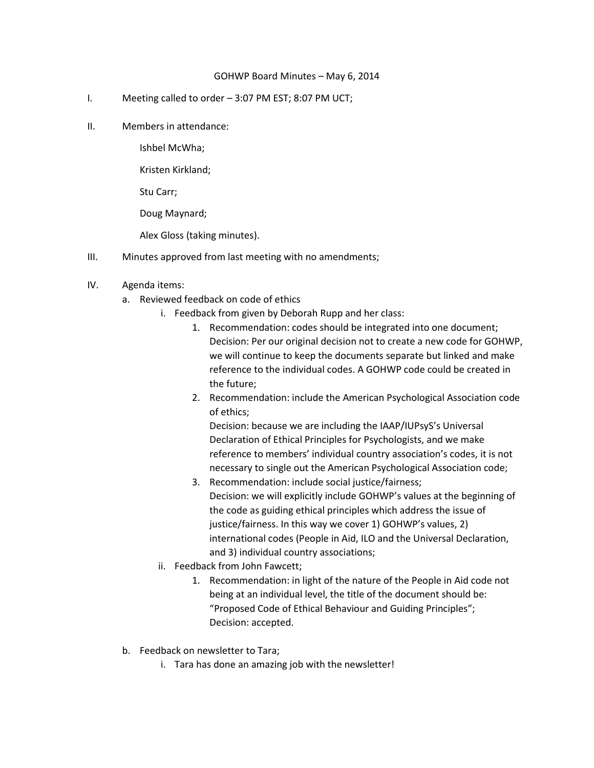GOHWP Board Minutes – May 6, 2014

I. Meeting called to order – 3:07 PM EST; 8:07 PM UCT;

II. Members in attendance:

   Ishbel McWha;

   Kristen Kirkland;

   Stu Carr;

   Doug Maynard;

   Alex Gloss (taking minutes).

III. Minutes approved from last meeting with no amendments;

IV. Agenda items:

   a. Reviewed feedback on code of ethics

      i. Feedback from given by Deborah Rupp and her class:

         1. Recommendation: codes should be integrated into one document;
            Decision: Per our original decision not to create a new code for GOHWP, we will continue to keep the documents separate but linked and make reference to the individual codes. A GOHWP code could be created in the future;

         2. Recommendation: include the American Psychological Association code of ethics;
            Decision: because we are including the IAAP/IUPsyS's Universal Declaration of Ethical Principles for Psychologists, and we make reference to members' individual country association's codes, it is not necessary to single out the American Psychological Association code;

         3. Recommendation: include social justice/fairness;
            Decision: we will explicitly include GOHWP's values at the beginning of the code as guiding ethical principles which address the issue of justice/fairness. In this way we cover 1) GOHWP's values, 2) international codes (People in Aid, ILO and the Universal Declaration, and 3) individual country associations;

      ii. Feedback from John Fawcett;

         1. Recommendation: in light of the nature of the People in Aid code not being at an individual level, the title of the document should be: "Proposed Code of Ethical Behaviour and Guiding Principles";
            Decision: accepted.

   b. Feedback on newsletter to Tara;

      i. Tara has done an amazing job with the newsletter!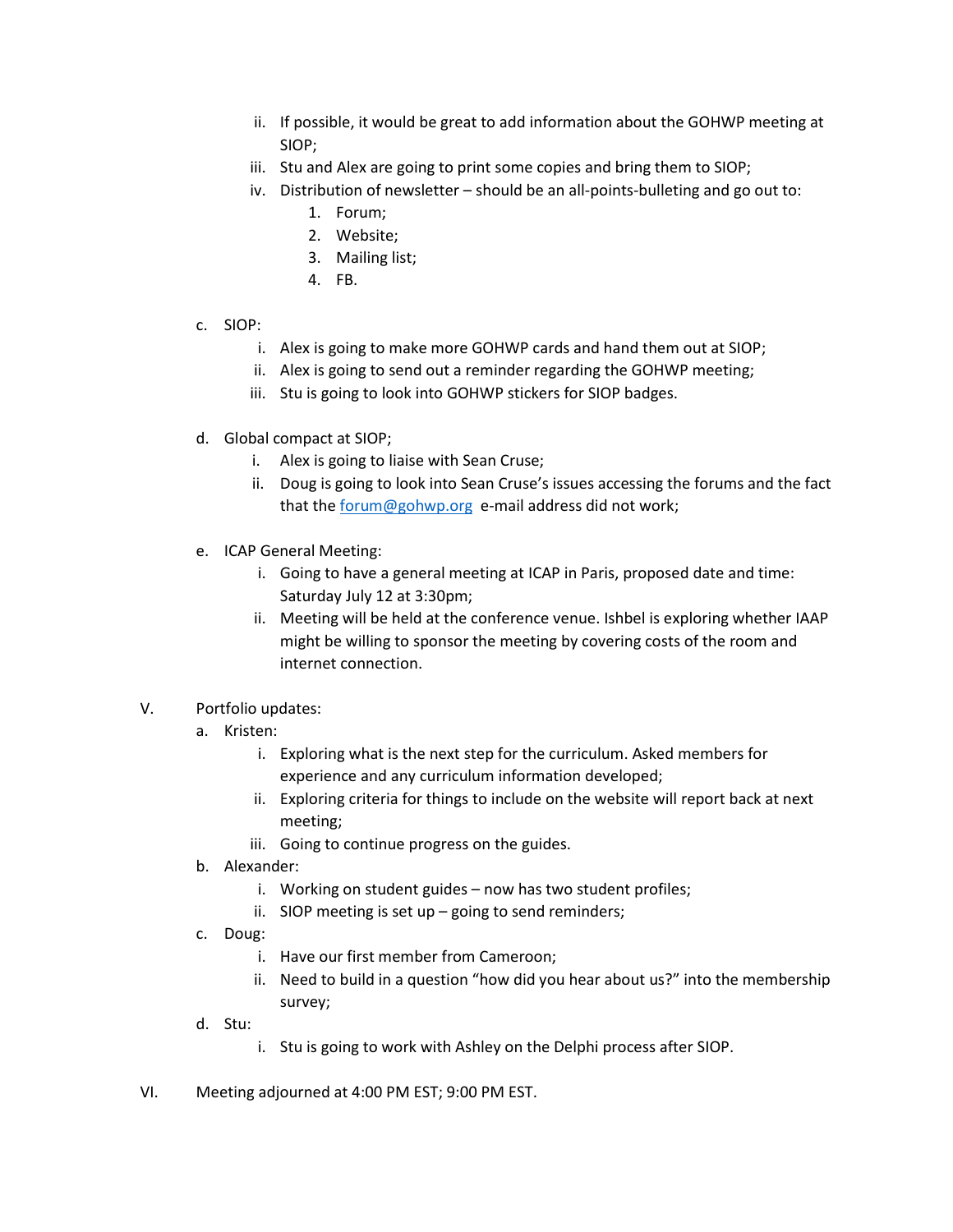ii. If possible, it would be great to add information about the GOHWP meeting at SIOP;
   iii. Stu and Alex are going to print some copies and bring them to SIOP;
   iv. Distribution of newsletter – should be an all-points-bulleting and go out to:
      1. Forum;
      2. Website;
      3. Mailing list;
      4. FB.

c. SIOP:
   i. Alex is going to make more GOHWP cards and hand them out at SIOP;
   ii. Alex is going to send out a reminder regarding the GOHWP meeting;
   iii. Stu is going to look into GOHWP stickers for SIOP badges.

d. Global compact at SIOP;
   i. Alex is going to liaise with Sean Cruse;
   ii. Doug is going to look into Sean Cruse's issues accessing the forums and the fact that the forum@gohwp.org e-mail address did not work;

e. ICAP General Meeting:
   i. Going to have a general meeting at ICAP in Paris, proposed date and time: Saturday July 12 at 3:30pm;
   ii. Meeting will be held at the conference venue. Ishbel is exploring whether IAAP might be willing to sponsor the meeting by covering costs of the room and internet connection.

V. Portfolio updates:
   a. Kristen:
      i. Exploring what is the next step for the curriculum. Asked members for experience and any curriculum information developed;
      ii. Exploring criteria for things to include on the website will report back at next meeting;
      iii. Going to continue progress on the guides.
   b. Alexander:
      i. Working on student guides – now has two student profiles;
      ii. SIOP meeting is set up – going to send reminders;
   c. Doug:
      i. Have our first member from Cameroon;
      ii. Need to build in a question "how did you hear about us?" into the membership survey;
   d. Stu:
      i. Stu is going to work with Ashley on the Delphi process after SIOP.

VI. Meeting adjourned at 4:00 PM EST; 9:00 PM EST.